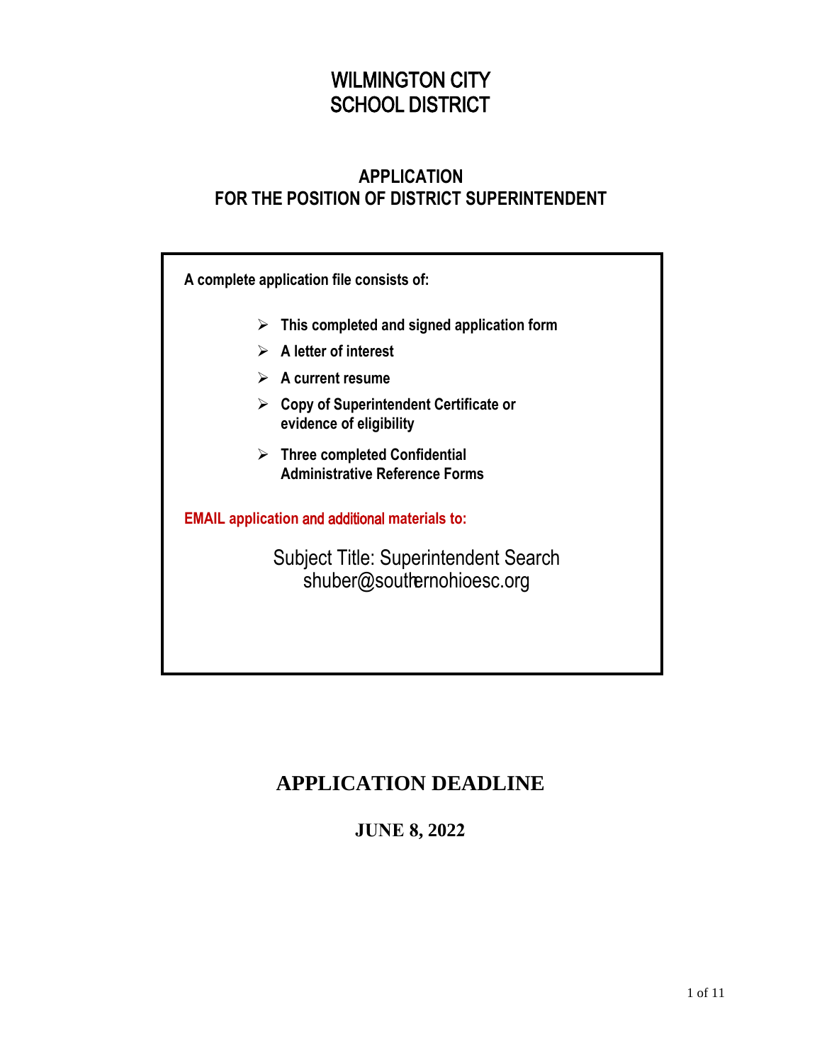# WILMINGTON CITY SCHOOL DISTRICT

## APPLICATION FOR THE POSITION OF DISTRICT SUPERINTENDENT

**A complete application file consists of:**

- **This completed and signed application form**
- **A letter of interest**
- **A current resume**
- **Copy of Superintendent Certificate or evidence of eligibility**
- **Three completed Confidential Administrative Reference Forms**

**EMAIL application and additional materials to:**

Subject Title: Superintendent Search
shuber@southernohioesc.org

## APPLICATION DEADLINE

**JUNE 8, 2022**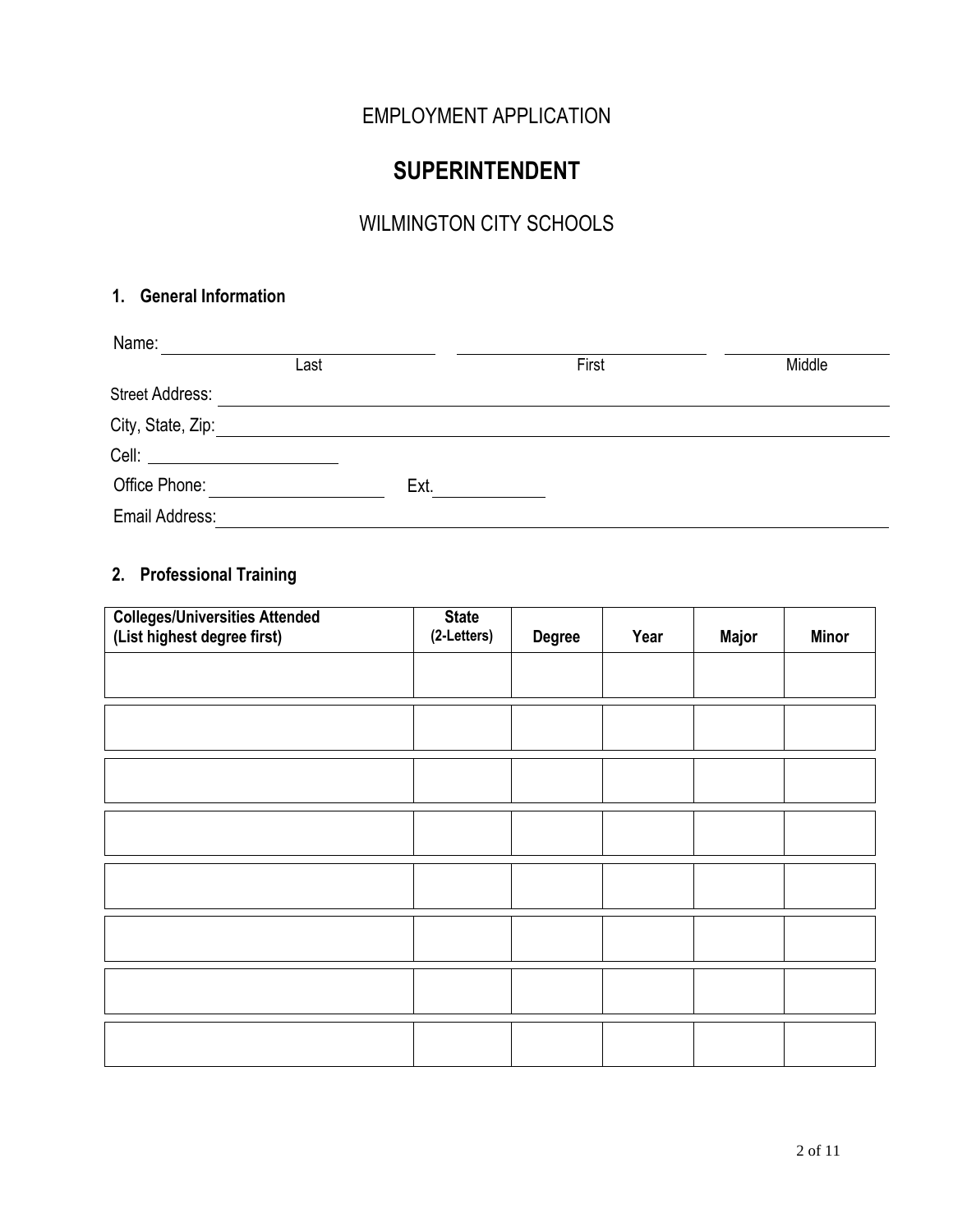EMPLOYMENT APPLICATION

# SUPERINTENDENT

WILMINGTON CITY SCHOOLS

## 1. General Information

Name: ______________________ ______________________ ______________________
Last First Middle

Street Address: ______________________________________________

City, State, Zip: ______________________________________________

Cell: ______________________

Office Phone: ______________________ Ext. ____________

Email Address: ______________________________________________

## 2. Professional Training

| Colleges/Universities Attended (List highest degree first) | State (2-Letters) | Degree | Year | Major | Minor |
|---|---|---|---|---|---|
| | | | | | |
| | | | | | |
| | | | | | |
| | | | | | |
| | | | | | |
| | | | | | |
| | | | | | |
| | | | | | |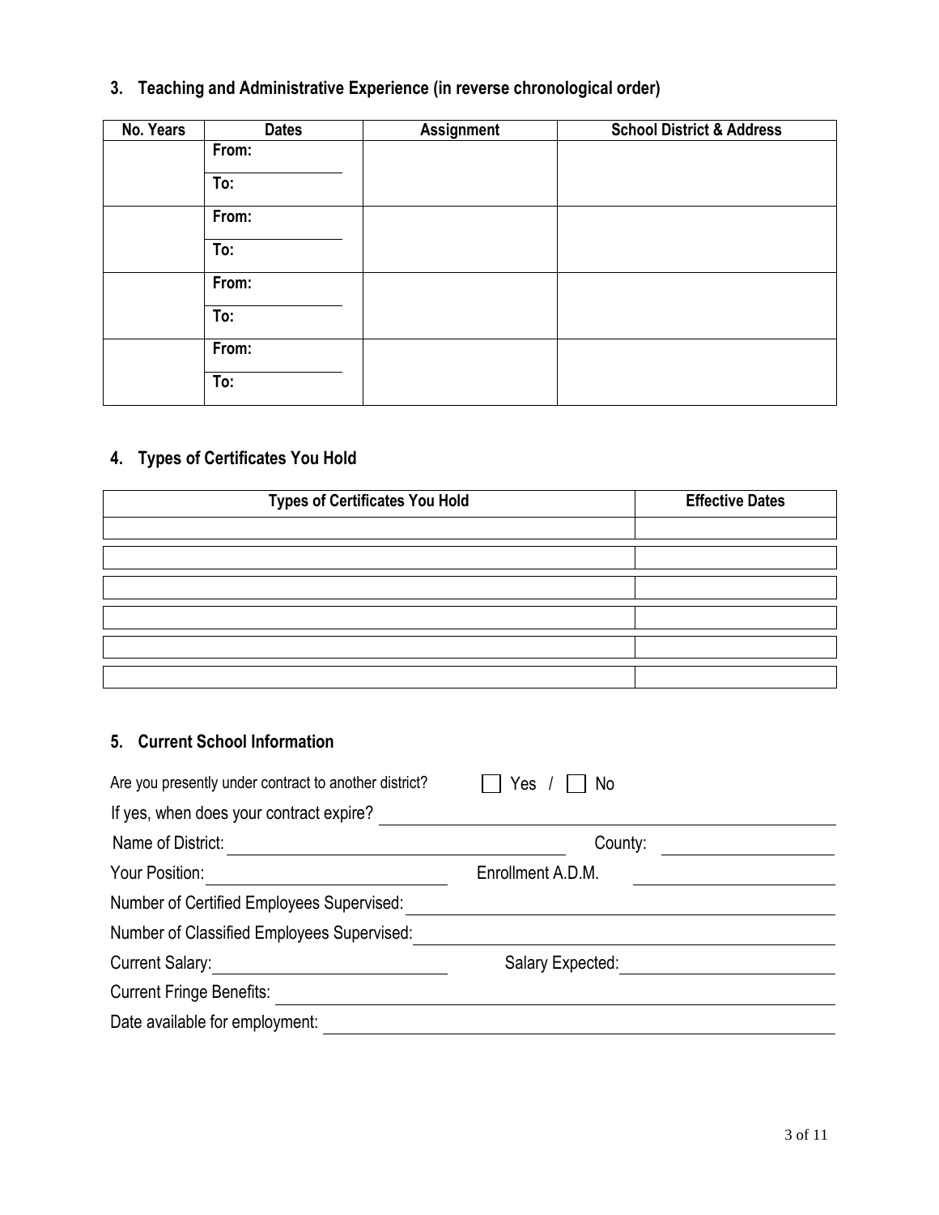## 3. Teaching and Administrative Experience (in reverse chronological order)

| No. Years | Dates | Assignment | School District & Address |
|---|---|---|---|
| | From:<br>To: | | |
| | From:<br>To: | | |
| | From:<br>To: | | |
| | From:<br>To: | | |

## 4. Types of Certificates You Hold

| Types of Certificates You Hold | Effective Dates |
|---|---|
| | |
| | |
| | |
| | |
| | |
| | |

## 5. Current School Information

Are you presently under contract to another district? ☐ Yes / ☐ No

If yes, when does your contract expire? ______________________

Name of District: ______________________ County: ______________________

Your Position: ______________________ Enrollment A.D.M. ______________________

Number of Certified Employees Supervised: ______________________

Number of Classified Employees Supervised: ______________________

Current Salary: ______________________ Salary Expected: ______________________

Current Fringe Benefits: ______________________

Date available for employment: ______________________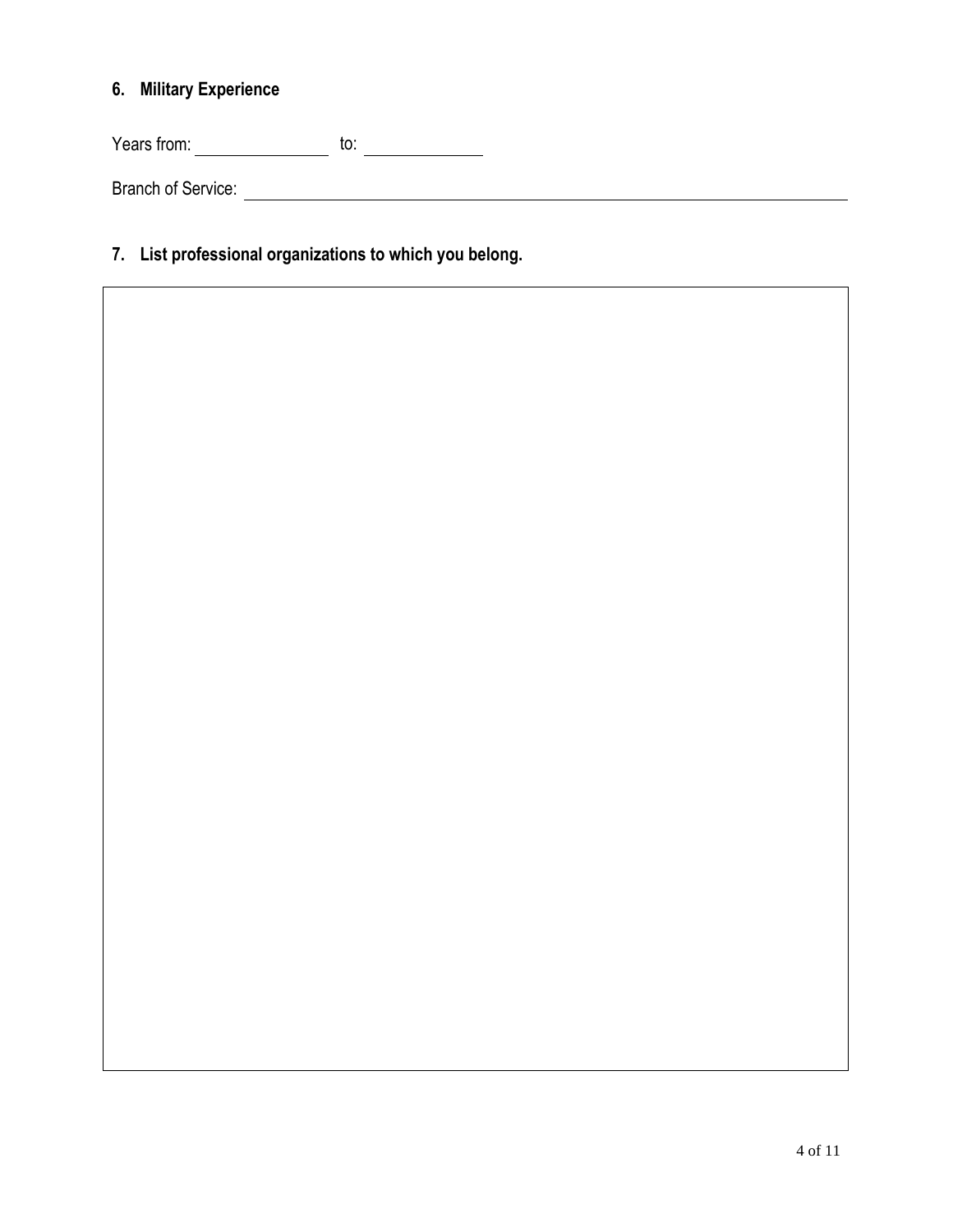## 6. Military Experience

Years from: _______________ to: _____________

Branch of Service: ______________________________________________________________________

## 7. List professional organizations to which you belong.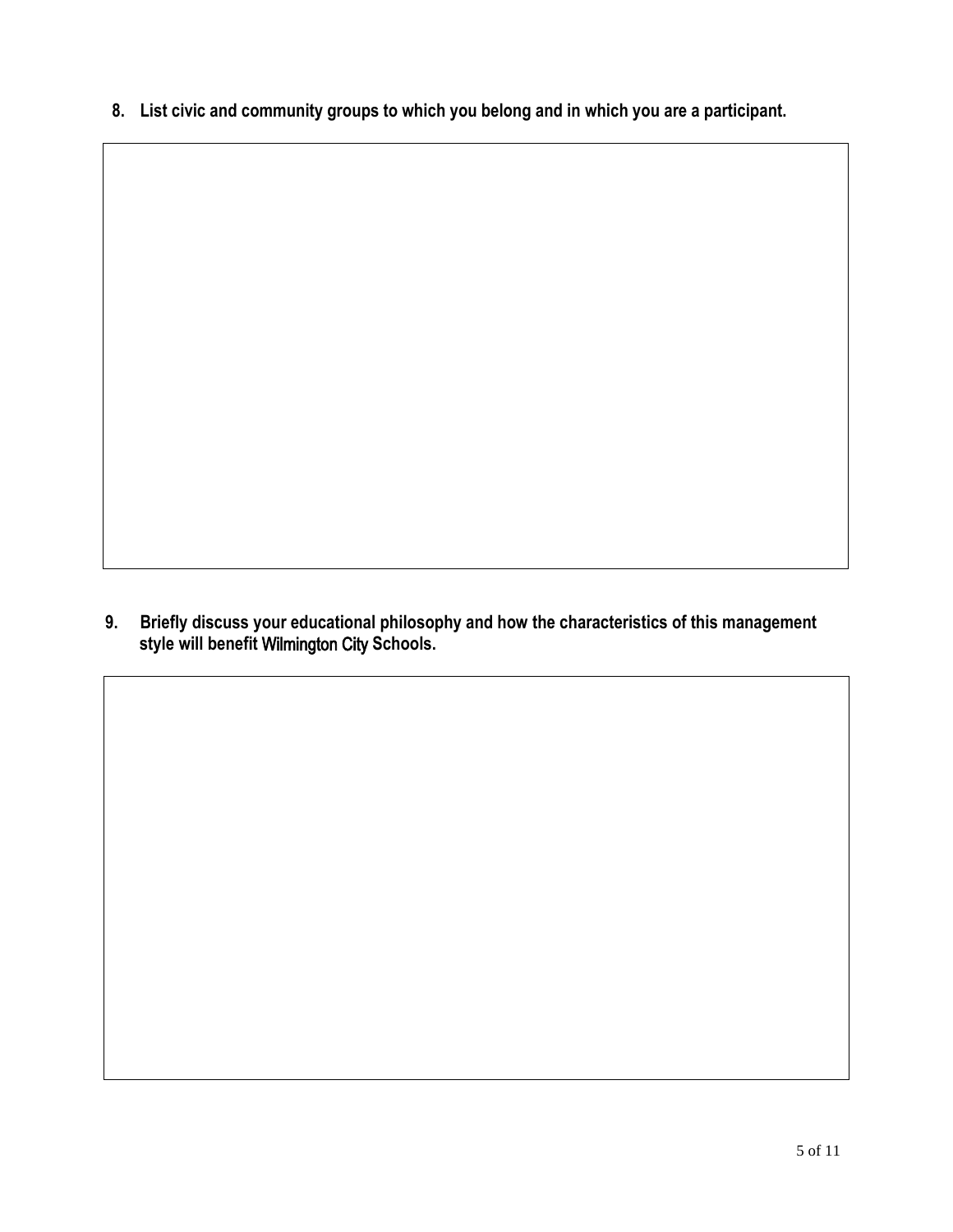8. **List civic and community groups to which you belong and in which you are a participant.**

9. **Briefly discuss your educational philosophy and how the characteristics of this management style will benefit Wilmington City Schools.**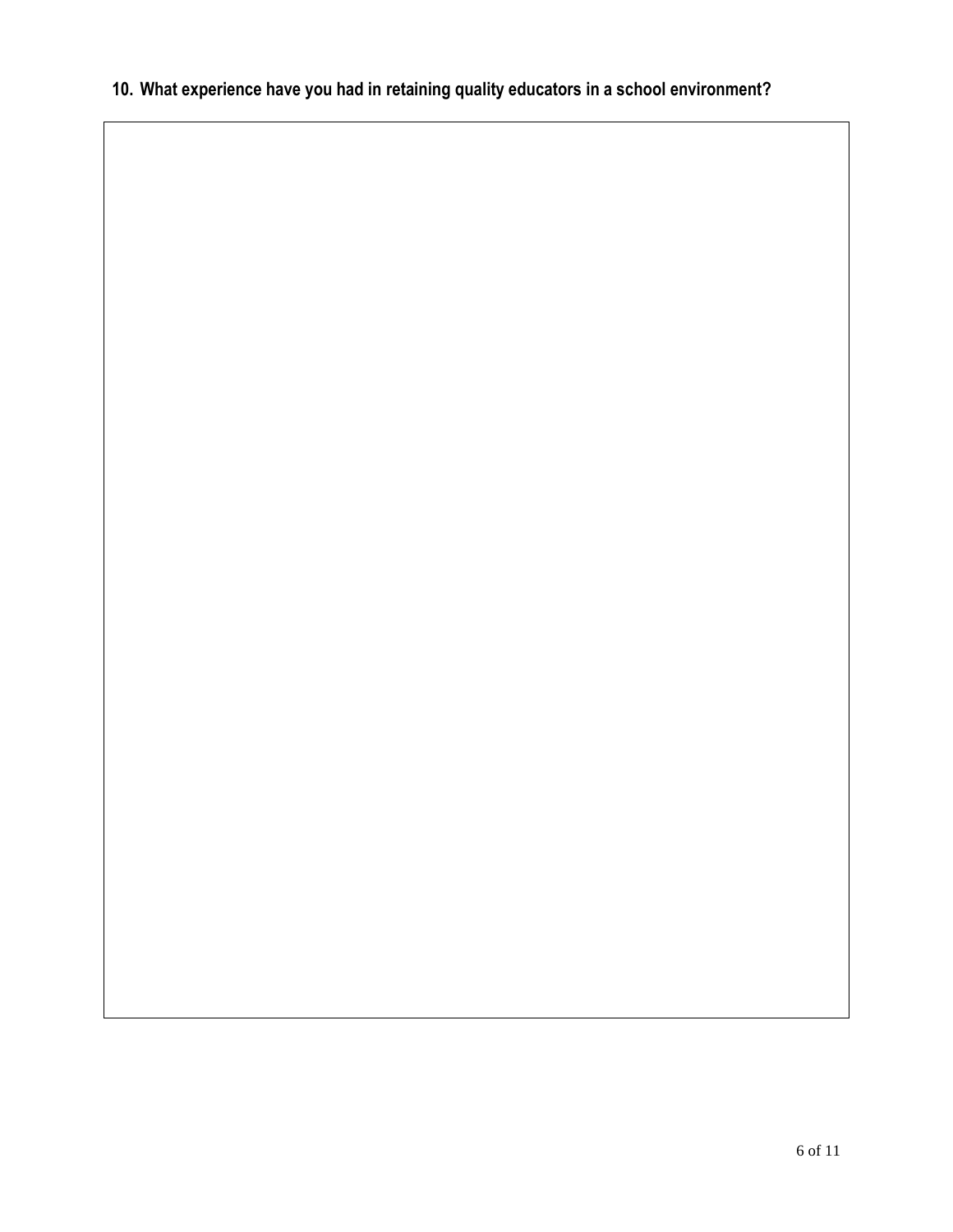**10. What experience have you had in retaining quality educators in a school environment?**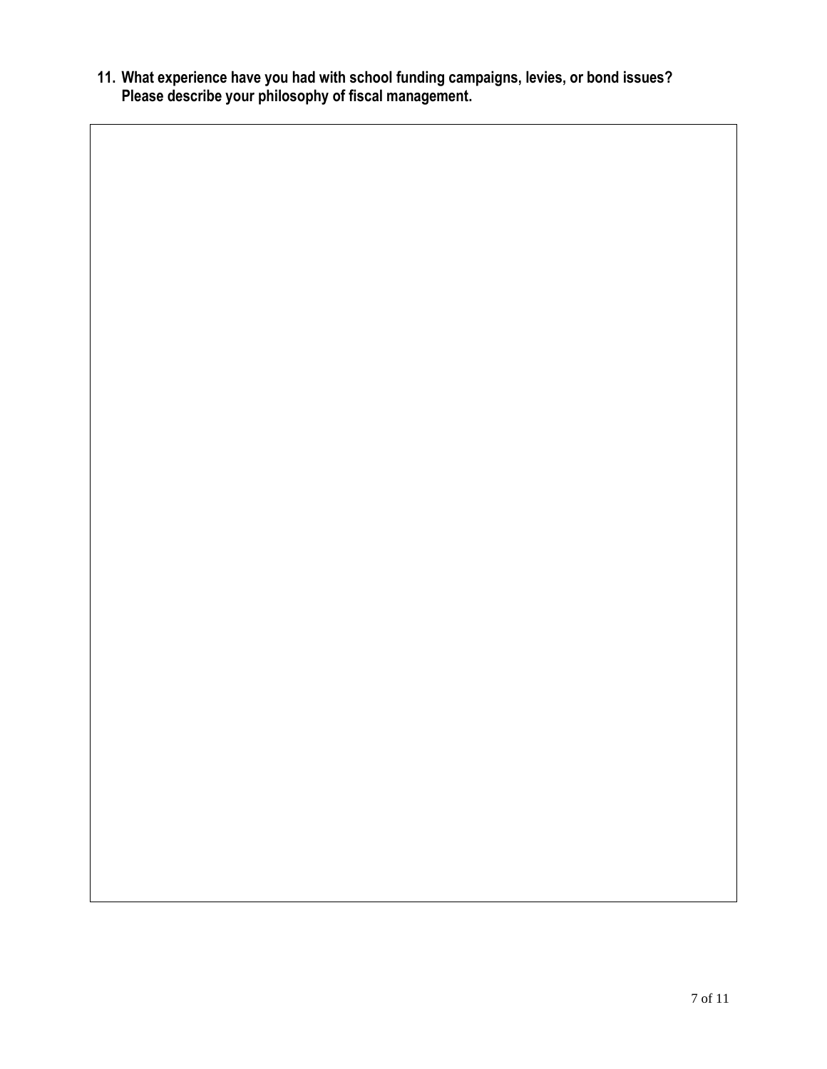**11. What experience have you had with school funding campaigns, levies, or bond issues? Please describe your philosophy of fiscal management.**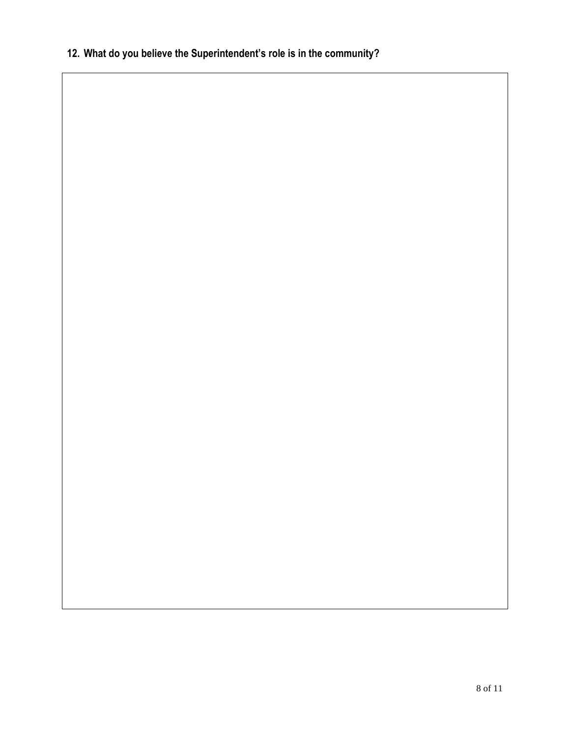**12. What do you believe the Superintendent's role is in the community?**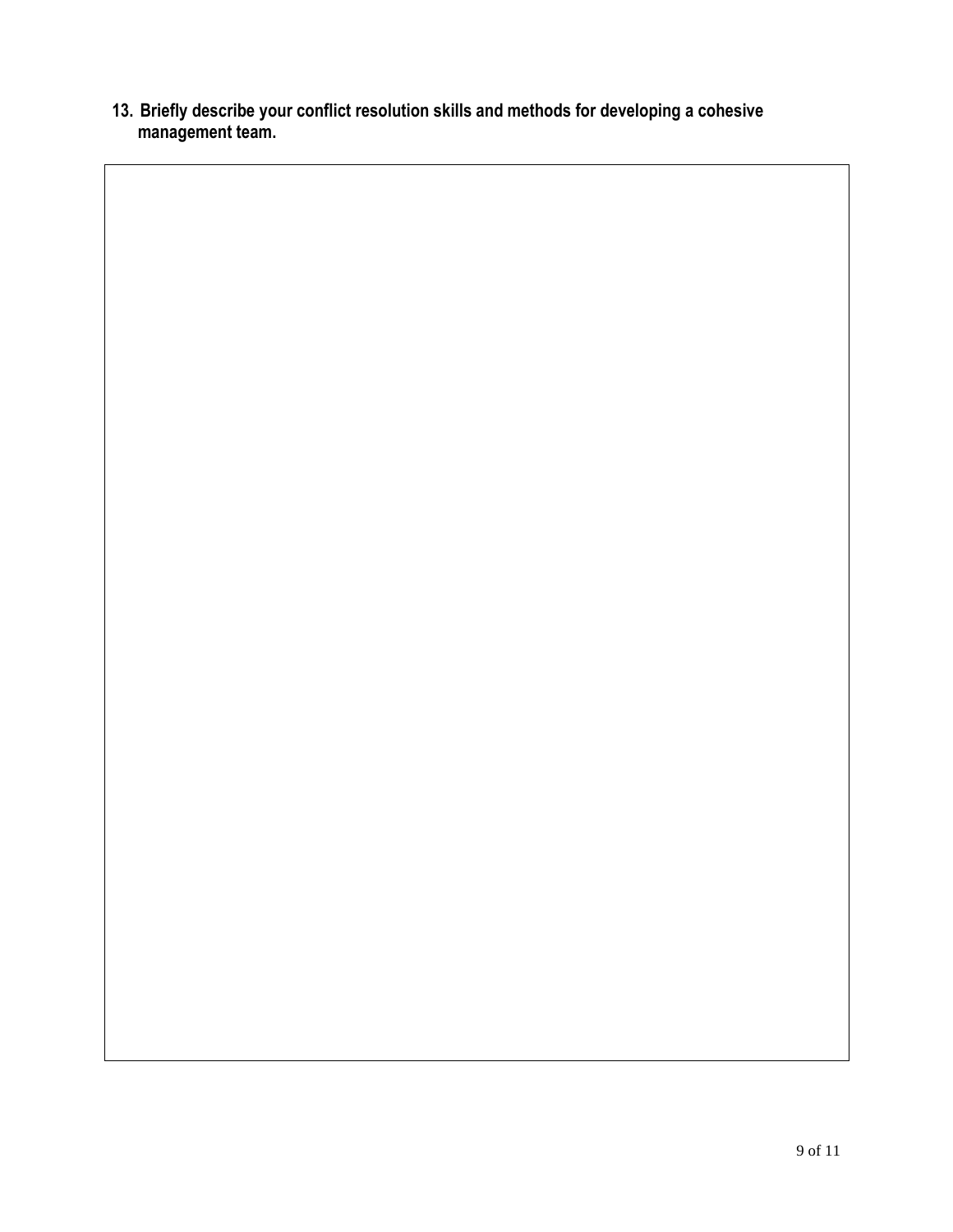**13. Briefly describe your conflict resolution skills and methods for developing a cohesive management team.**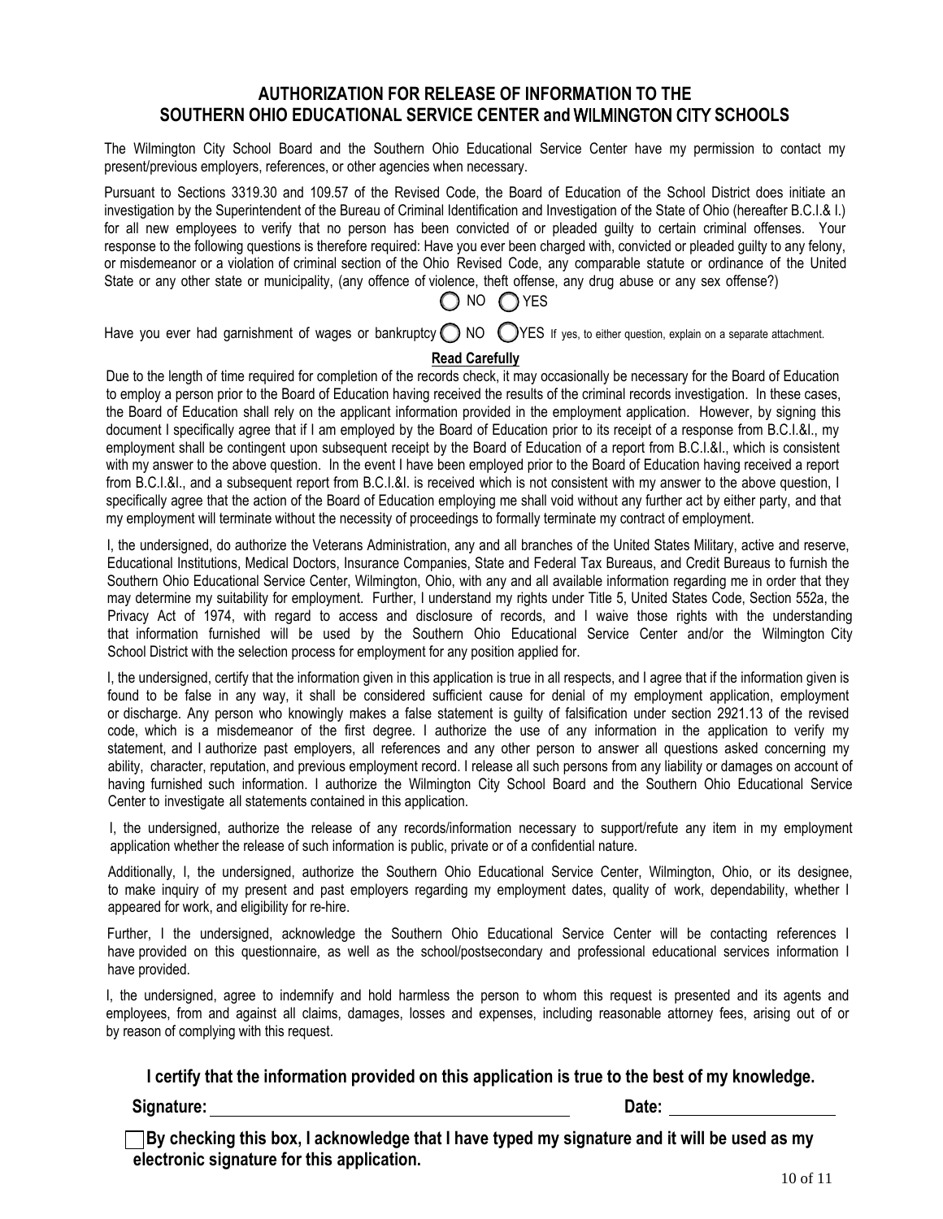## AUTHORIZATION FOR RELEASE OF INFORMATION TO THE SOUTHERN OHIO EDUCATIONAL SERVICE CENTER and WILMINGTON CITY SCHOOLS

The Wilmington City School Board and the Southern Ohio Educational Service Center have my permission to contact my present/previous employers, references, or other agencies when necessary.

Pursuant to Sections 3319.30 and 109.57 of the Revised Code, the Board of Education of the School District does initiate an investigation by the Superintendent of the Bureau of Criminal Identification and Investigation of the State of Ohio (hereafter B.C.I.& I.) for all new employees to verify that no person has been convicted of or pleaded guilty to certain criminal offenses. Your response to the following questions is therefore required: Have you ever been charged with, convicted or pleaded guilty to any felony, or misdemeanor or a violation of criminal section of the Ohio Revised Code, any comparable statute or ordinance of the United State or any other state or municipality, (any offence of violence, theft offense, any drug abuse or any sex offense?)

◯ NO ◯ YES

Have you ever had garnishment of wages or bankruptcy ◯ NO ◯ YES If yes, to either question, explain on a separate attachment.

**Read Carefully**

Due to the length of time required for completion of the records check, it may occasionally be necessary for the Board of Education to employ a person prior to the Board of Education having received the results of the criminal records investigation. In these cases, the Board of Education shall rely on the applicant information provided in the employment application. However, by signing this document I specifically agree that if I am employed by the Board of Education prior to its receipt of a response from B.C.I.&I., my employment shall be contingent upon subsequent receipt by the Board of Education of a report from B.C.I.&I., which is consistent with my answer to the above question. In the event I have been employed prior to the Board of Education having received a report from B.C.I.&I., and a subsequent report from B.C.I.&I. is received which is not consistent with my answer to the above question, I specifically agree that the action of the Board of Education employing me shall void without any further act by either party, and that my employment will terminate without the necessity of proceedings to formally terminate my contract of employment.

I, the undersigned, do authorize the Veterans Administration, any and all branches of the United States Military, active and reserve, Educational Institutions, Medical Doctors, Insurance Companies, State and Federal Tax Bureaus, and Credit Bureaus to furnish the Southern Ohio Educational Service Center, Wilmington, Ohio, with any and all available information regarding me in order that they may determine my suitability for employment. Further, I understand my rights under Title 5, United States Code, Section 552a, the Privacy Act of 1974, with regard to access and disclosure of records, and I waive those rights with the understanding that information furnished will be used by the Southern Ohio Educational Service Center and/or the Wilmington City School District with the selection process for employment for any position applied for.

I, the undersigned, certify that the information given in this application is true in all respects, and I agree that if the information given is found to be false in any way, it shall be considered sufficient cause for denial of my employment application, employment or discharge. Any person who knowingly makes a false statement is guilty of falsification under section 2921.13 of the revised code, which is a misdemeanor of the first degree. I authorize the use of any information in the application to verify my statement, and I authorize past employers, all references and any other person to answer all questions asked concerning my ability, character, reputation, and previous employment record. I release all such persons from any liability or damages on account of having furnished such information. I authorize the Wilmington City School Board and the Southern Ohio Educational Service Center to investigate all statements contained in this application.

I, the undersigned, authorize the release of any records/information necessary to support/refute any item in my employment application whether the release of such information is public, private or of a confidential nature.

Additionally, I, the undersigned, authorize the Southern Ohio Educational Service Center, Wilmington, Ohio, or its designee, to make inquiry of my present and past employers regarding my employment dates, quality of work, dependability, whether I appeared for work, and eligibility for re-hire.

Further, I the undersigned, acknowledge the Southern Ohio Educational Service Center will be contacting references I have provided on this questionnaire, as well as the school/postsecondary and professional educational services information I have provided.

I, the undersigned, agree to indemnify and hold harmless the person to whom this request is presented and its agents and employees, from and against all claims, damages, losses and expenses, including reasonable attorney fees, arising out of or by reason of complying with this request.

**I certify that the information provided on this application is true to the best of my knowledge.**

**Signature:** ______________________________ **Date:** ________________

☐ **By checking this box, I acknowledge that I have typed my signature and it will be used as my electronic signature for this application.**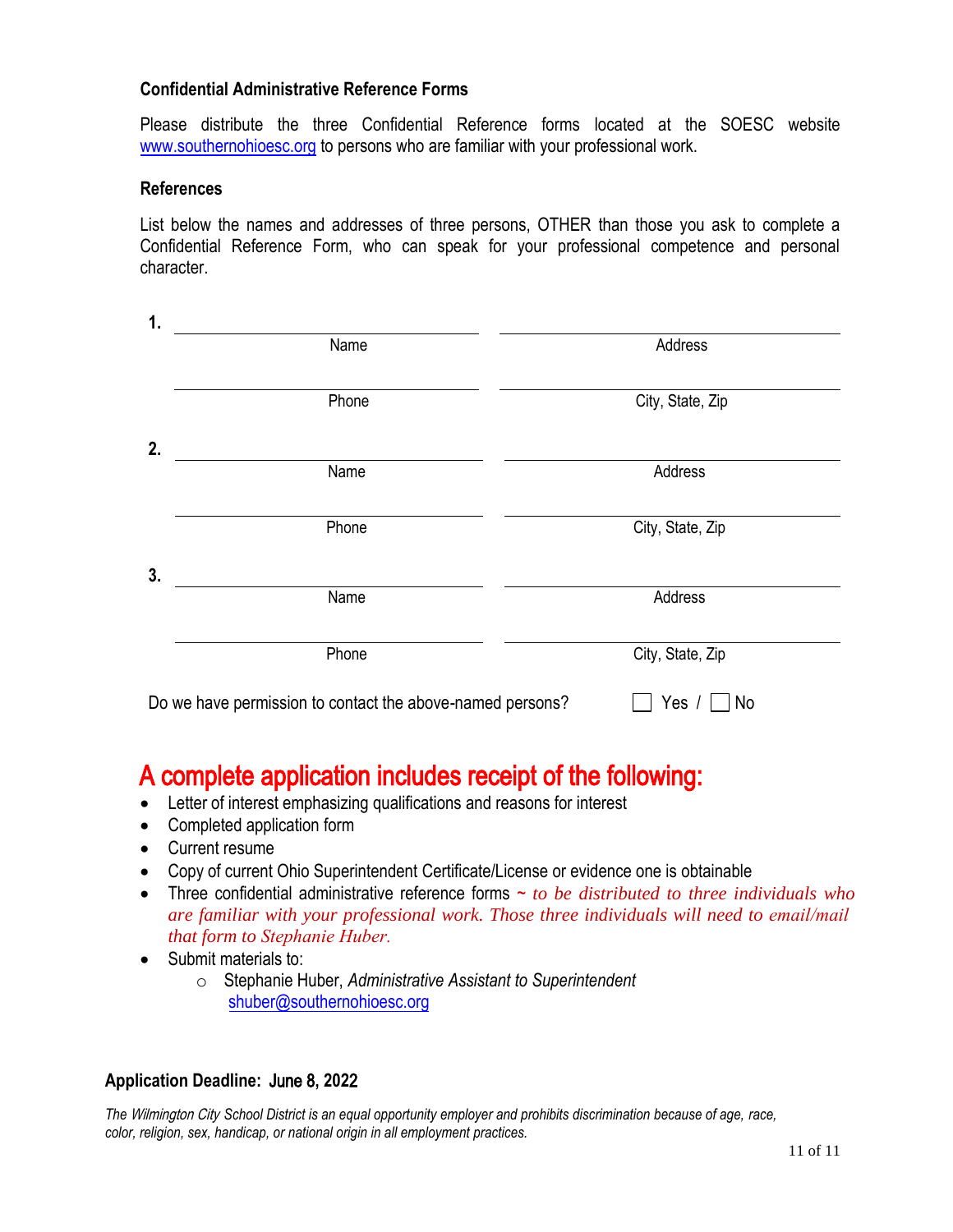**Confidential Administrative Reference Forms**

Please distribute the three Confidential Reference forms located at the SOESC website www.southernohioesc.org to persons who are familiar with your professional work.

**References**

List below the names and addresses of three persons, OTHER than those you ask to complete a Confidential Reference Form, who can speak for your professional competence and personal character.

**1.**

| | |
|---|---|
| Name | Address |
| Phone | City, State, Zip |

**2.**

| | |
|---|---|
| Name | Address |
| Phone | City, State, Zip |

**3.**

| | |
|---|---|
| Name | Address |
| Phone | City, State, Zip |

Do we have permission to contact the above-named persons? ☐ Yes / ☐ No

## A complete application includes receipt of the following:

- Letter of interest emphasizing qualifications and reasons for interest
- Completed application form
- Current resume
- Copy of current Ohio Superintendent Certificate/License or evidence one is obtainable
- Three confidential administrative reference forms ~ *to be distributed to three individuals who are familiar with your professional work. Those three individuals will need to email/mail that form to Stephanie Huber.*
- Submit materials to:
  - Stephanie Huber, *Administrative Assistant to Superintendent*
    shuber@southernohioesc.org

**Application Deadline: June 8, 2022**

*The Wilmington City School District is an equal opportunity employer and prohibits discrimination because of age, race, color, religion, sex, handicap, or national origin in all employment practices.*